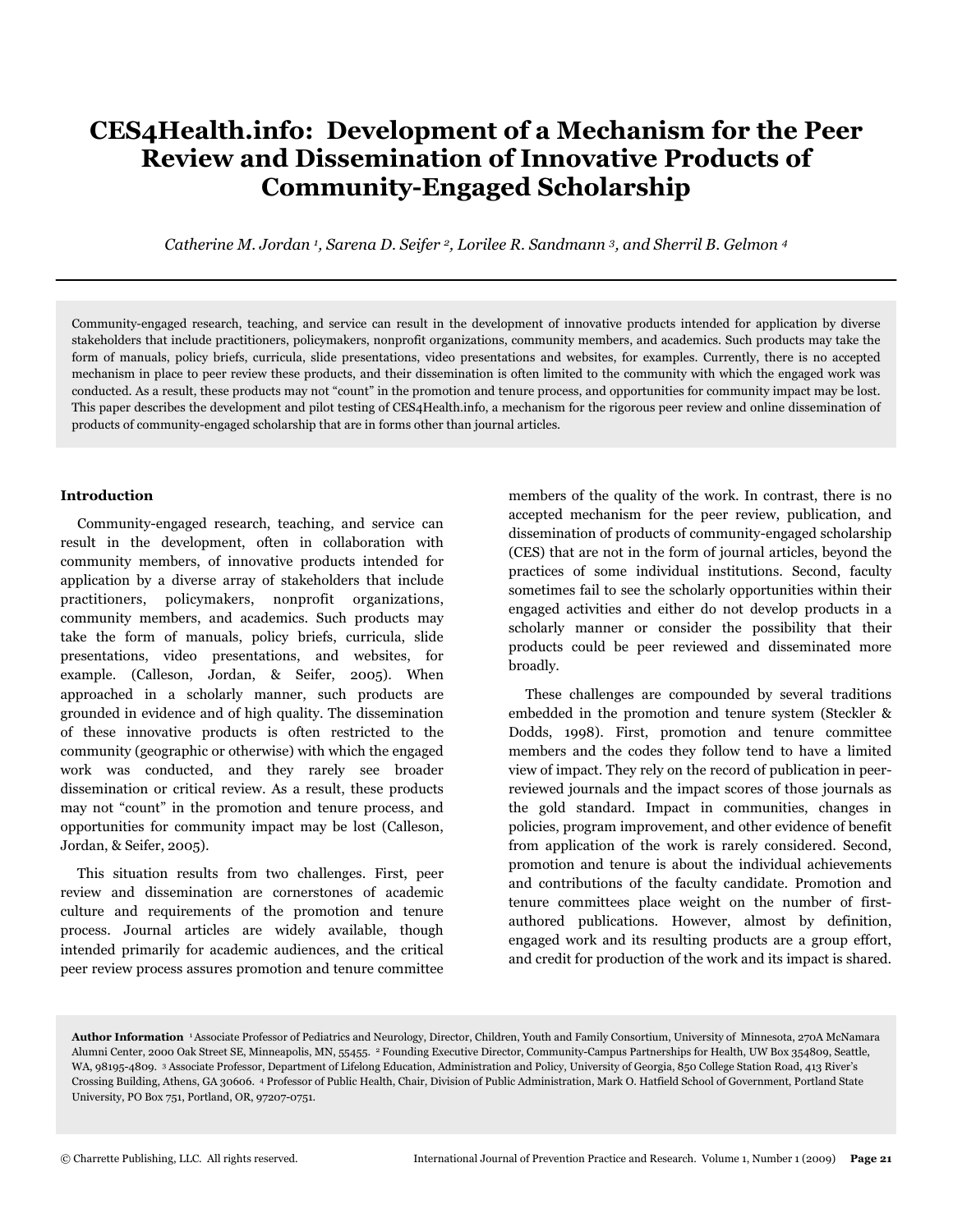# CES4Health.info: Development of a Mechanism for the Peer Review and Dissemination of Innovative Products of Community-Engaged Scholarship

*Catherine M. Jordan [1], Sarena D. Seifer [2], Lorilee R. Sandmann [3], and Sherril B. Gelmon [4]*

Community-engaged research, teaching, and service can result in the development of innovative products intended for application by diverse stakeholders that include practitioners, policymakers, nonprofit organizations, community members, and academics. Such products may take the form of manuals, policy briefs, curricula, slide presentations, video presentations and websites, for examples. Currently, there is no accepted mechanism in place to peer review these products, and their dissemination is often limited to the community with which the engaged work was conducted. As a result, these products may not "count" in the promotion and tenure process, and opportunities for community impact may be lost. This paper describes the development and pilot testing of CES4Health.info, a mechanism for the rigorous peer review and online dissemination of products of community-engaged scholarship that are in forms other than journal articles.

## Introduction

Community-engaged research, teaching, and service can result in the development, often in collaboration with community members, of innovative products intended for application by a diverse array of stakeholders that include practitioners, policymakers, nonprofit organizations, community members, and academics. Such products may take the form of manuals, policy briefs, curricula, slide presentations, video presentations, and websites, for example. (Calleson, Jordan, & Seifer, 2005). When approached in a scholarly manner, such products are grounded in evidence and of high quality. The dissemination of these innovative products is often restricted to the community (geographic or otherwise) with which the engaged work was conducted, and they rarely see broader dissemination or critical review. As a result, these products may not "count" in the promotion and tenure process, and opportunities for community impact may be lost (Calleson, Jordan, & Seifer, 2005).

This situation results from two challenges. First, peer review and dissemination are cornerstones of academic culture and requirements of the promotion and tenure process. Journal articles are widely available, though intended primarily for academic audiences, and the critical peer review process assures promotion and tenure committee members of the quality of the work. In contrast, there is no accepted mechanism for the peer review, publication, and dissemination of products of community-engaged scholarship (CES) that are not in the form of journal articles, beyond the practices of some individual institutions. Second, faculty sometimes fail to see the scholarly opportunities within their engaged activities and either do not develop products in a scholarly manner or consider the possibility that their products could be peer reviewed and disseminated more broadly.

These challenges are compounded by several traditions embedded in the promotion and tenure system (Steckler & Dodds, 1998). First, promotion and tenure committee members and the codes they follow tend to have a limited view of impact. They rely on the record of publication in peer-reviewed journals and the impact scores of those journals as the gold standard. Impact in communities, changes in policies, program improvement, and other evidence of benefit from application of the work is rarely considered. Second, promotion and tenure is about the individual achievements and contributions of the faculty candidate. Promotion and tenure committees place weight on the number of first-authored publications. However, almost by definition, engaged work and its resulting products are a group effort, and credit for production of the work and its impact is shared.

**Author Information** [1] Associate Professor of Pediatrics and Neurology, Director, Children, Youth and Family Consortium, University of Minnesota, 270A McNamara Alumni Center, 2000 Oak Street SE, Minneapolis, MN, 55455. [2] Founding Executive Director, Community-Campus Partnerships for Health, UW Box 354809, Seattle, WA, 98195-4809. [3] Associate Professor, Department of Lifelong Education, Administration and Policy, University of Georgia, 850 College Station Road, 413 River's Crossing Building, Athens, GA 30606. [4] Professor of Public Health, Chair, Division of Public Administration, Mark O. Hatfield School of Government, Portland State University, PO Box 751, Portland, OR, 97207-0751.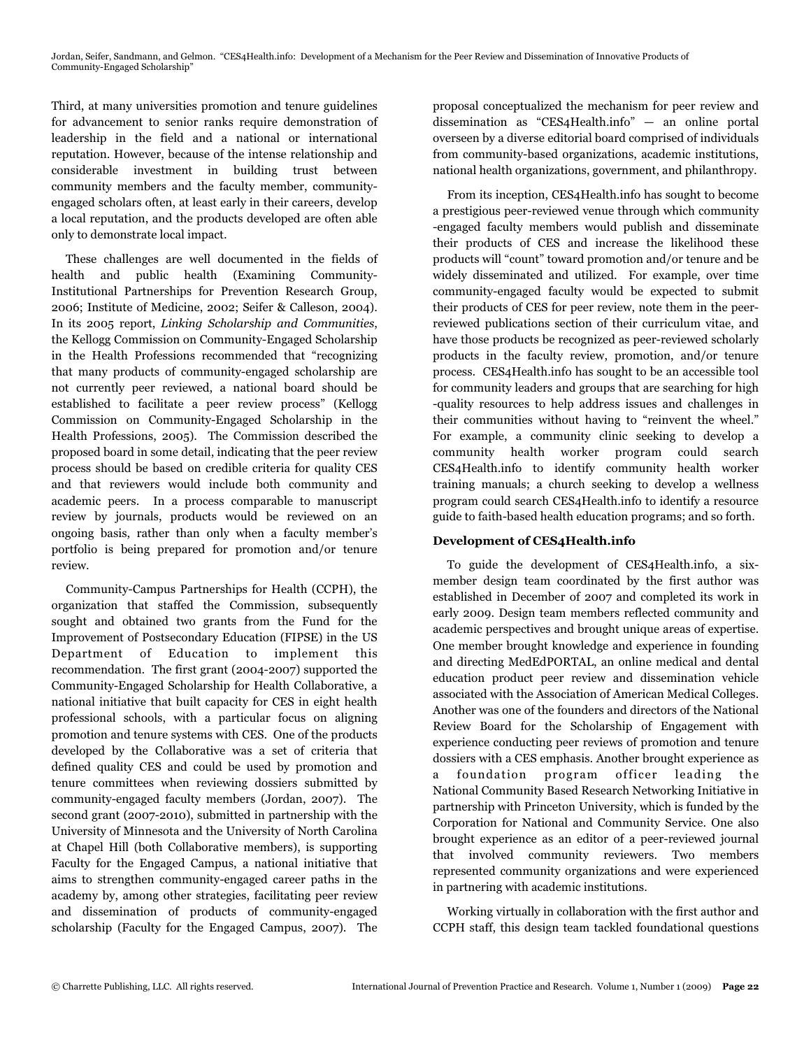Third, at many universities promotion and tenure guidelines for advancement to senior ranks require demonstration of leadership in the field and a national or international reputation. However, because of the intense relationship and considerable investment in building trust between community members and the faculty member, community-engaged scholars often, at least early in their careers, develop a local reputation, and the products developed are often able only to demonstrate local impact.

These challenges are well documented in the fields of health and public health (Examining Community-Institutional Partnerships for Prevention Research Group, 2006; Institute of Medicine, 2002; Seifer & Calleson, 2004). In its 2005 report, *Linking Scholarship and Communities*, the Kellogg Commission on Community-Engaged Scholarship in the Health Professions recommended that "recognizing that many products of community-engaged scholarship are not currently peer reviewed, a national board should be established to facilitate a peer review process" (Kellogg Commission on Community-Engaged Scholarship in the Health Professions, 2005). The Commission described the proposed board in some detail, indicating that the peer review process should be based on credible criteria for quality CES and that reviewers would include both community and academic peers. In a process comparable to manuscript review by journals, products would be reviewed on an ongoing basis, rather than only when a faculty member's portfolio is being prepared for promotion and/or tenure review.

Community-Campus Partnerships for Health (CCPH), the organization that staffed the Commission, subsequently sought and obtained two grants from the Fund for the Improvement of Postsecondary Education (FIPSE) in the US Department of Education to implement this recommendation. The first grant (2004-2007) supported the Community-Engaged Scholarship for Health Collaborative, a national initiative that built capacity for CES in eight health professional schools, with a particular focus on aligning promotion and tenure systems with CES. One of the products developed by the Collaborative was a set of criteria that defined quality CES and could be used by promotion and tenure committees when reviewing dossiers submitted by community-engaged faculty members (Jordan, 2007). The second grant (2007-2010), submitted in partnership with the University of Minnesota and the University of North Carolina at Chapel Hill (both Collaborative members), is supporting Faculty for the Engaged Campus, a national initiative that aims to strengthen community-engaged career paths in the academy by, among other strategies, facilitating peer review and dissemination of products of community-engaged scholarship (Faculty for the Engaged Campus, 2007). The proposal conceptualized the mechanism for peer review and dissemination as "CES4Health.info" — an online portal overseen by a diverse editorial board comprised of individuals from community-based organizations, academic institutions, national health organizations, government, and philanthropy.

From its inception, CES4Health.info has sought to become a prestigious peer-reviewed venue through which community-engaged faculty members would publish and disseminate their products of CES and increase the likelihood these products will "count" toward promotion and/or tenure and be widely disseminated and utilized. For example, over time community-engaged faculty would be expected to submit their products of CES for peer review, note them in the peer-reviewed publications section of their curriculum vitae, and have those products be recognized as peer-reviewed scholarly products in the faculty review, promotion, and/or tenure process. CES4Health.info has sought to be an accessible tool for community leaders and groups that are searching for high-quality resources to help address issues and challenges in their communities without having to "reinvent the wheel." For example, a community clinic seeking to develop a community health worker program could search CES4Health.info to identify community health worker training manuals; a church seeking to develop a wellness program could search CES4Health.info to identify a resource guide to faith-based health education programs; and so forth.

**Development of CES4Health.info**

To guide the development of CES4Health.info, a six-member design team coordinated by the first author was established in December of 2007 and completed its work in early 2009. Design team members reflected community and academic perspectives and brought unique areas of expertise. One member brought knowledge and experience in founding and directing MedEdPORTAL, an online medical and dental education product peer review and dissemination vehicle associated with the Association of American Medical Colleges. Another was one of the founders and directors of the National Review Board for the Scholarship of Engagement with experience conducting peer reviews of promotion and tenure dossiers with a CES emphasis. Another brought experience as a foundation program officer leading the National Community Based Research Networking Initiative in partnership with Princeton University, which is funded by the Corporation for National and Community Service. One also brought experience as an editor of a peer-reviewed journal that involved community reviewers. Two members represented community organizations and were experienced in partnering with academic institutions.

Working virtually in collaboration with the first author and CCPH staff, this design team tackled foundational questions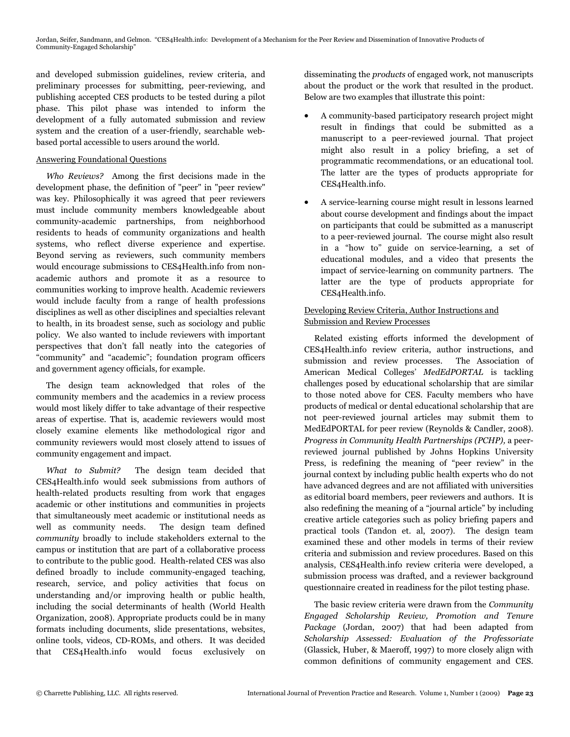and developed submission guidelines, review criteria, and preliminary processes for submitting, peer-reviewing, and publishing accepted CES products to be tested during a pilot phase. This pilot phase was intended to inform the development of a fully automated submission and review system and the creation of a user-friendly, searchable web-based portal accessible to users around the world.

## Answering Foundational Questions

*Who Reviews?* Among the first decisions made in the development phase, the definition of "peer" in "peer review" was key. Philosophically it was agreed that peer reviewers must include community members knowledgeable about community-academic partnerships, from neighborhood residents to heads of community organizations and health systems, who reflect diverse experience and expertise. Beyond serving as reviewers, such community members would encourage submissions to CES4Health.info from non-academic authors and promote it as a resource to communities working to improve health. Academic reviewers would include faculty from a range of health professions disciplines as well as other disciplines and specialties relevant to health, in its broadest sense, such as sociology and public policy. We also wanted to include reviewers with important perspectives that don't fall neatly into the categories of "community" and "academic"; foundation program officers and government agency officials, for example.

The design team acknowledged that roles of the community members and the academics in a review process would most likely differ to take advantage of their respective areas of expertise. That is, academic reviewers would most closely examine elements like methodological rigor and community reviewers would most closely attend to issues of community engagement and impact.

*What to Submit?* The design team decided that CES4Health.info would seek submissions from authors of health-related products resulting from work that engages academic or other institutions and communities in projects that simultaneously meet academic or institutional needs as well as community needs. The design team defined *community* broadly to include stakeholders external to the campus or institution that are part of a collaborative process to contribute to the public good. Health-related CES was also defined broadly to include community-engaged teaching, research, service, and policy activities that focus on understanding and/or improving health or public health, including the social determinants of health (World Health Organization, 2008). Appropriate products could be in many formats including documents, slide presentations, websites, online tools, videos, CD-ROMs, and others. It was decided that CES4Health.info would focus exclusively on disseminating the *products* of engaged work, not manuscripts about the product or the work that resulted in the product. Below are two examples that illustrate this point:

- A community-based participatory research project might result in findings that could be submitted as a manuscript to a peer-reviewed journal. That project might also result in a policy briefing, a set of programmatic recommendations, or an educational tool. The latter are the types of products appropriate for CES4Health.info.
- A service-learning course might result in lessons learned about course development and findings about the impact on participants that could be submitted as a manuscript to a peer-reviewed journal. The course might also result in a "how to" guide on service-learning, a set of educational modules, and a video that presents the impact of service-learning on community partners. The latter are the type of products appropriate for CES4Health.info.

## Developing Review Criteria, Author Instructions and Submission and Review Processes

Related existing efforts informed the development of CES4Health.info review criteria, author instructions, and submission and review processes. The Association of American Medical Colleges' *MedEdPORTAL* is tackling challenges posed by educational scholarship that are similar to those noted above for CES. Faculty members who have products of medical or dental educational scholarship that are not peer-reviewed journal articles may submit them to MedEdPORTAL for peer review (Reynolds & Candler, 2008). *Progress in Community Health Partnerships (PCHP),* a peer-reviewed journal published by Johns Hopkins University Press, is redefining the meaning of "peer review" in the journal context by including public health experts who do not have advanced degrees and are not affiliated with universities as editorial board members, peer reviewers and authors. It is also redefining the meaning of a "journal article" by including creative article categories such as policy briefing papers and practical tools (Tandon et. al, 2007). The design team examined these and other models in terms of their review criteria and submission and review procedures. Based on this analysis, CES4Health.info review criteria were developed, a submission process was drafted, and a reviewer background questionnaire created in readiness for the pilot testing phase.

The basic review criteria were drawn from the *Community Engaged Scholarship Review, Promotion and Tenure Package* (Jordan, 2007) that had been adapted from *Scholarship Assessed: Evaluation of the Professoriate* (Glassick, Huber, & Maeroff, 1997) to more closely align with common definitions of community engagement and CES.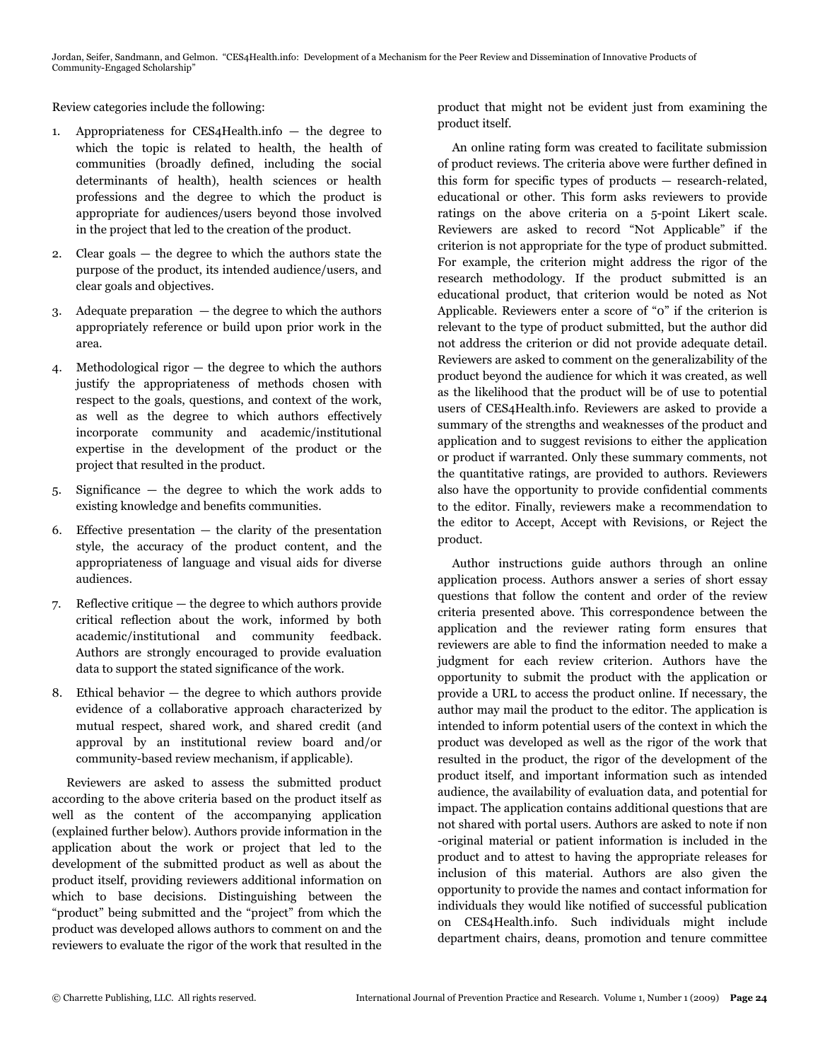Review categories include the following:

1. Appropriateness for CES4Health.info — the degree to which the topic is related to health, the health of communities (broadly defined, including the social determinants of health), health sciences or health professions and the degree to which the product is appropriate for audiences/users beyond those involved in the project that led to the creation of the product.

2. Clear goals — the degree to which the authors state the purpose of the product, its intended audience/users, and clear goals and objectives.

3. Adequate preparation — the degree to which the authors appropriately reference or build upon prior work in the area.

4. Methodological rigor — the degree to which the authors justify the appropriateness of methods chosen with respect to the goals, questions, and context of the work, as well as the degree to which authors effectively incorporate community and academic/institutional expertise in the development of the product or the project that resulted in the product.

5. Significance — the degree to which the work adds to existing knowledge and benefits communities.

6. Effective presentation — the clarity of the presentation style, the accuracy of the product content, and the appropriateness of language and visual aids for diverse audiences.

7. Reflective critique — the degree to which authors provide critical reflection about the work, informed by both academic/institutional and community feedback. Authors are strongly encouraged to provide evaluation data to support the stated significance of the work.

8. Ethical behavior — the degree to which authors provide evidence of a collaborative approach characterized by mutual respect, shared work, and shared credit (and approval by an institutional review board and/or community-based review mechanism, if applicable).

Reviewers are asked to assess the submitted product according to the above criteria based on the product itself as well as the content of the accompanying application (explained further below). Authors provide information in the application about the work or project that led to the development of the submitted product as well as about the product itself, providing reviewers additional information on which to base decisions. Distinguishing between the "product" being submitted and the "project" from which the product was developed allows authors to comment on and the reviewers to evaluate the rigor of the work that resulted in the product that might not be evident just from examining the product itself.

An online rating form was created to facilitate submission of product reviews. The criteria above were further defined in this form for specific types of products — research-related, educational or other. This form asks reviewers to provide ratings on the above criteria on a 5-point Likert scale. Reviewers are asked to record "Not Applicable" if the criterion is not appropriate for the type of product submitted. For example, the criterion might address the rigor of the research methodology. If the product submitted is an educational product, that criterion would be noted as Not Applicable. Reviewers enter a score of "0" if the criterion is relevant to the type of product submitted, but the author did not address the criterion or did not provide adequate detail. Reviewers are asked to comment on the generalizability of the product beyond the audience for which it was created, as well as the likelihood that the product will be of use to potential users of CES4Health.info. Reviewers are asked to provide a summary of the strengths and weaknesses of the product and application and to suggest revisions to either the application or product if warranted. Only these summary comments, not the quantitative ratings, are provided to authors. Reviewers also have the opportunity to provide confidential comments to the editor. Finally, reviewers make a recommendation to the editor to Accept, Accept with Revisions, or Reject the product.

Author instructions guide authors through an online application process. Authors answer a series of short essay questions that follow the content and order of the review criteria presented above. This correspondence between the application and the reviewer rating form ensures that reviewers are able to find the information needed to make a judgment for each review criterion. Authors have the opportunity to submit the product with the application or provide a URL to access the product online. If necessary, the author may mail the product to the editor. The application is intended to inform potential users of the context in which the product was developed as well as the rigor of the work that resulted in the product, the rigor of the development of the product itself, and important information such as intended audience, the availability of evaluation data, and potential for impact. The application contains additional questions that are not shared with portal users. Authors are asked to note if non -original material or patient information is included in the product and to attest to having the appropriate releases for inclusion of this material. Authors are also given the opportunity to provide the names and contact information for individuals they would like notified of successful publication on CES4Health.info. Such individuals might include department chairs, deans, promotion and tenure committee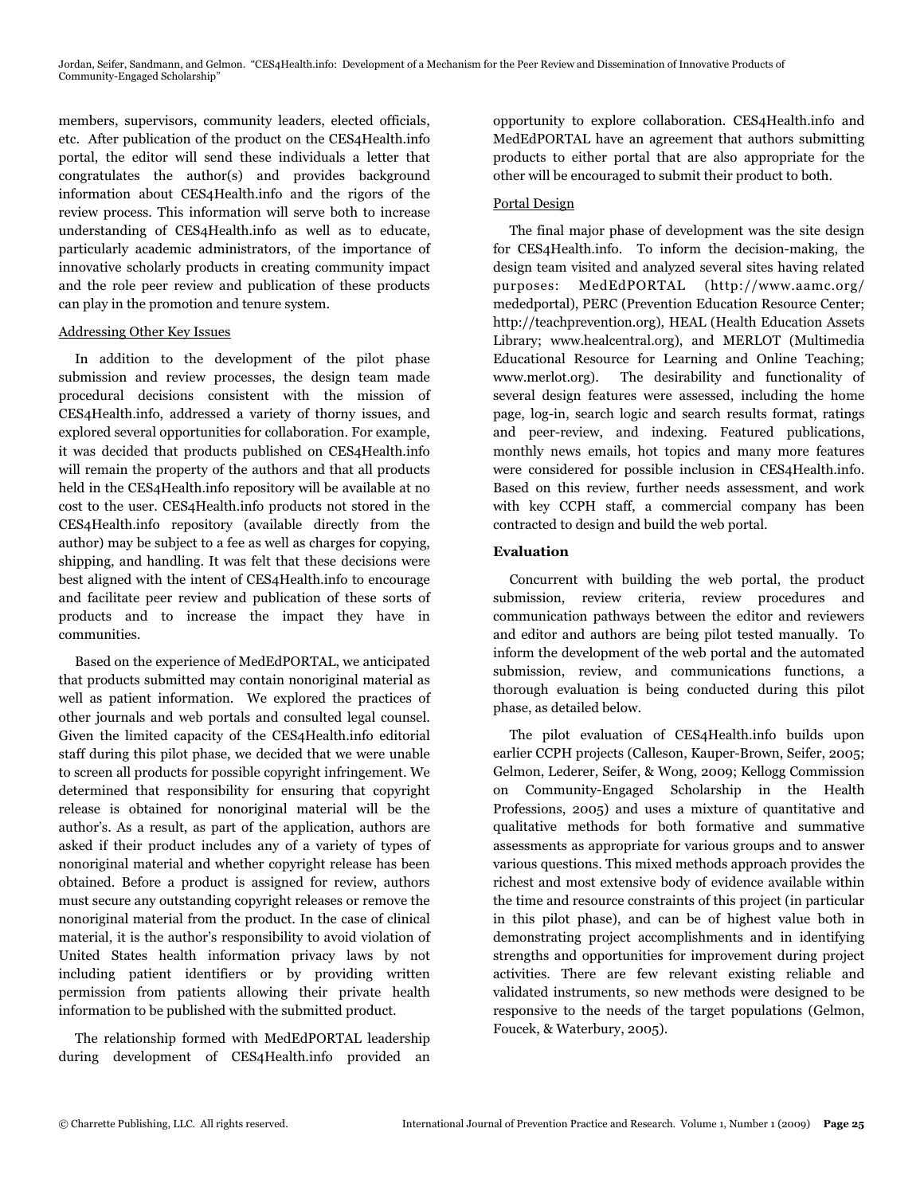members, supervisors, community leaders, elected officials, etc. After publication of the product on the CES4Health.info portal, the editor will send these individuals a letter that congratulates the author(s) and provides background information about CES4Health.info and the rigors of the review process. This information will serve both to increase understanding of CES4Health.info as well as to educate, particularly academic administrators, of the importance of innovative scholarly products in creating community impact and the role peer review and publication of these products can play in the promotion and tenure system.

### Addressing Other Key Issues

In addition to the development of the pilot phase submission and review processes, the design team made procedural decisions consistent with the mission of CES4Health.info, addressed a variety of thorny issues, and explored several opportunities for collaboration. For example, it was decided that products published on CES4Health.info will remain the property of the authors and that all products held in the CES4Health.info repository will be available at no cost to the user. CES4Health.info products not stored in the CES4Health.info repository (available directly from the author) may be subject to a fee as well as charges for copying, shipping, and handling. It was felt that these decisions were best aligned with the intent of CES4Health.info to encourage and facilitate peer review and publication of these sorts of products and to increase the impact they have in communities.

Based on the experience of MedEdPORTAL, we anticipated that products submitted may contain nonoriginal material as well as patient information. We explored the practices of other journals and web portals and consulted legal counsel. Given the limited capacity of the CES4Health.info editorial staff during this pilot phase, we decided that we were unable to screen all products for possible copyright infringement. We determined that responsibility for ensuring that copyright release is obtained for nonoriginal material will be the author's. As a result, as part of the application, authors are asked if their product includes any of a variety of types of nonoriginal material and whether copyright release has been obtained. Before a product is assigned for review, authors must secure any outstanding copyright releases or remove the nonoriginal material from the product. In the case of clinical material, it is the author's responsibility to avoid violation of United States health information privacy laws by not including patient identifiers or by providing written permission from patients allowing their private health information to be published with the submitted product.

The relationship formed with MedEdPORTAL leadership during development of CES4Health.info provided an opportunity to explore collaboration. CES4Health.info and MedEdPORTAL have an agreement that authors submitting products to either portal that are also appropriate for the other will be encouraged to submit their product to both.

### Portal Design

The final major phase of development was the site design for CES4Health.info. To inform the decision-making, the design team visited and analyzed several sites having related purposes: MedEdPORTAL (http://www.aamc.org/mededportal), PERC (Prevention Education Resource Center; http://teachprevention.org), HEAL (Health Education Assets Library; www.healcentral.org), and MERLOT (Multimedia Educational Resource for Learning and Online Teaching; www.merlot.org). The desirability and functionality of several design features were assessed, including the home page, log-in, search logic and search results format, ratings and peer-review, and indexing. Featured publications, monthly news emails, hot topics and many more features were considered for possible inclusion in CES4Health.info. Based on this review, further needs assessment, and work with key CCPH staff, a commercial company has been contracted to design and build the web portal.

## Evaluation

Concurrent with building the web portal, the product submission, review criteria, review procedures and communication pathways between the editor and reviewers and editor and authors are being pilot tested manually. To inform the development of the web portal and the automated submission, review, and communications functions, a thorough evaluation is being conducted during this pilot phase, as detailed below.

The pilot evaluation of CES4Health.info builds upon earlier CCPH projects (Calleson, Kauper-Brown, Seifer, 2005; Gelmon, Lederer, Seifer, & Wong, 2009; Kellogg Commission on Community-Engaged Scholarship in the Health Professions, 2005) and uses a mixture of quantitative and qualitative methods for both formative and summative assessments as appropriate for various groups and to answer various questions. This mixed methods approach provides the richest and most extensive body of evidence available within the time and resource constraints of this project (in particular in this pilot phase), and can be of highest value both in demonstrating project accomplishments and in identifying strengths and opportunities for improvement during project activities. There are few relevant existing reliable and validated instruments, so new methods were designed to be responsive to the needs of the target populations (Gelmon, Foucek, & Waterbury, 2005).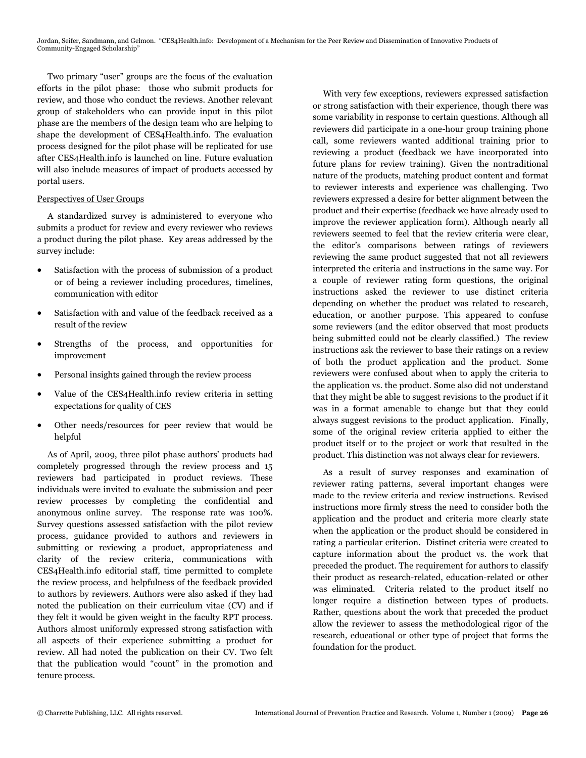Two primary "user" groups are the focus of the evaluation efforts in the pilot phase: those who submit products for review, and those who conduct the reviews. Another relevant group of stakeholders who can provide input in this pilot phase are the members of the design team who are helping to shape the development of CES4Health.info. The evaluation process designed for the pilot phase will be replicated for use after CES4Health.info is launched on line. Future evaluation will also include measures of impact of products accessed by portal users.

Perspectives of User Groups

A standardized survey is administered to everyone who submits a product for review and every reviewer who reviews a product during the pilot phase. Key areas addressed by the survey include:

- Satisfaction with the process of submission of a product or of being a reviewer including procedures, timelines, communication with editor
- Satisfaction with and value of the feedback received as a result of the review
- Strengths of the process, and opportunities for improvement
- Personal insights gained through the review process
- Value of the CES4Health.info review criteria in setting expectations for quality of CES
- Other needs/resources for peer review that would be helpful

As of April, 2009, three pilot phase authors' products had completely progressed through the review process and 15 reviewers had participated in product reviews. These individuals were invited to evaluate the submission and peer review processes by completing the confidential and anonymous online survey. The response rate was 100%. Survey questions assessed satisfaction with the pilot review process, guidance provided to authors and reviewers in submitting or reviewing a product, appropriateness and clarity of the review criteria, communications with CES4Health.info editorial staff, time permitted to complete the review process, and helpfulness of the feedback provided to authors by reviewers. Authors were also asked if they had noted the publication on their curriculum vitae (CV) and if they felt it would be given weight in the faculty RPT process. Authors almost uniformly expressed strong satisfaction with all aspects of their experience submitting a product for review. All had noted the publication on their CV. Two felt that the publication would "count" in the promotion and tenure process.

With very few exceptions, reviewers expressed satisfaction or strong satisfaction with their experience, though there was some variability in response to certain questions. Although all reviewers did participate in a one-hour group training phone call, some reviewers wanted additional training prior to reviewing a product (feedback we have incorporated into future plans for review training). Given the nontraditional nature of the products, matching product content and format to reviewer interests and experience was challenging. Two reviewers expressed a desire for better alignment between the product and their expertise (feedback we have already used to improve the reviewer application form). Although nearly all reviewers seemed to feel that the review criteria were clear, the editor's comparisons between ratings of reviewers reviewing the same product suggested that not all reviewers interpreted the criteria and instructions in the same way. For a couple of reviewer rating form questions, the original instructions asked the reviewer to use distinct criteria depending on whether the product was related to research, education, or another purpose. This appeared to confuse some reviewers (and the editor observed that most products being submitted could not be clearly classified.) The review instructions ask the reviewer to base their ratings on a review of both the product application and the product. Some reviewers were confused about when to apply the criteria to the application vs. the product. Some also did not understand that they might be able to suggest revisions to the product if it was in a format amenable to change but that they could always suggest revisions to the product application. Finally, some of the original review criteria applied to either the product itself or to the project or work that resulted in the product. This distinction was not always clear for reviewers.

As a result of survey responses and examination of reviewer rating patterns, several important changes were made to the review criteria and review instructions. Revised instructions more firmly stress the need to consider both the application and the product and criteria more clearly state when the application or the product should be considered in rating a particular criterion. Distinct criteria were created to capture information about the product vs. the work that preceded the product. The requirement for authors to classify their product as research-related, education-related or other was eliminated. Criteria related to the product itself no longer require a distinction between types of products. Rather, questions about the work that preceded the product allow the reviewer to assess the methodological rigor of the research, educational or other type of project that forms the foundation for the product.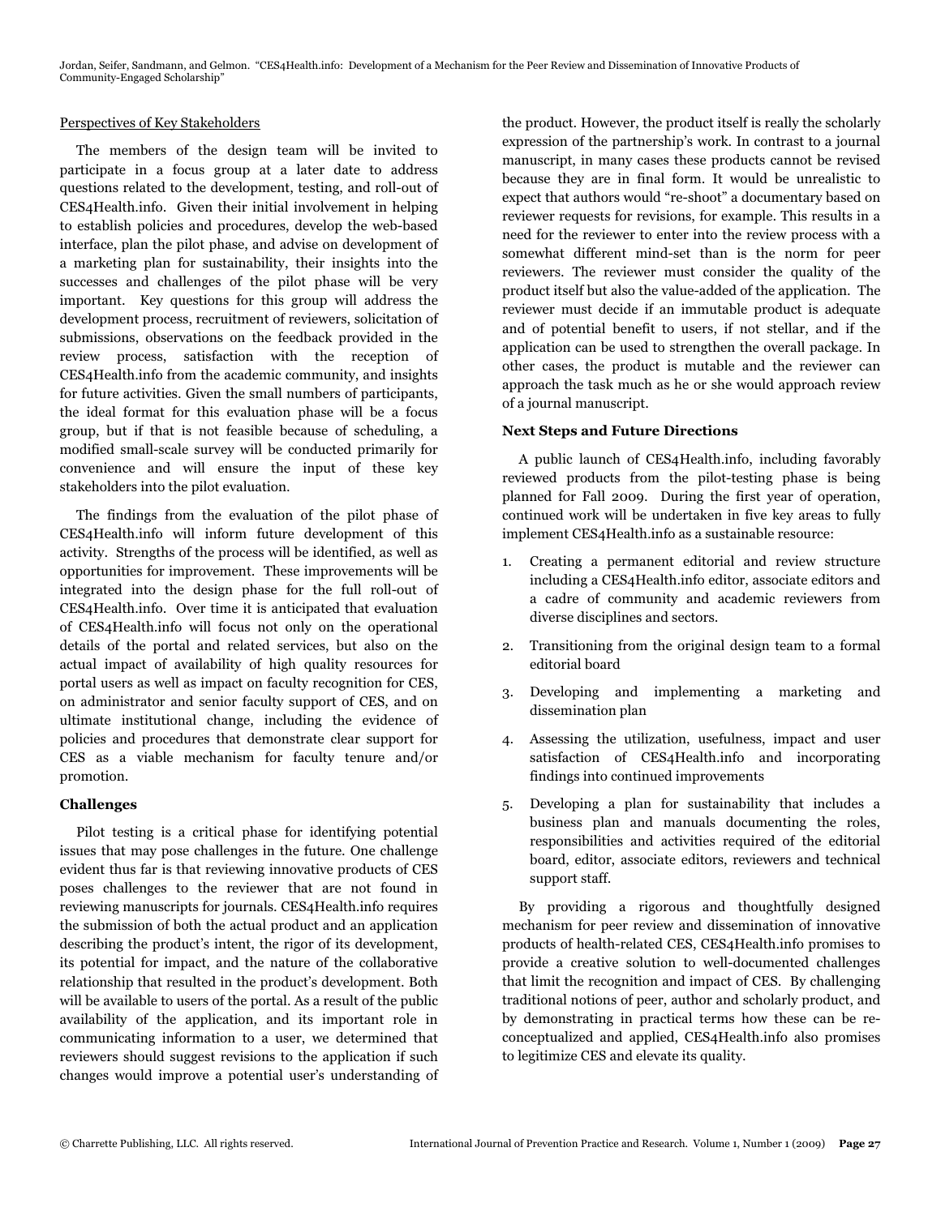Perspectives of Key Stakeholders

The members of the design team will be invited to participate in a focus group at a later date to address questions related to the development, testing, and roll-out of CES4Health.info. Given their initial involvement in helping to establish policies and procedures, develop the web-based interface, plan the pilot phase, and advise on development of a marketing plan for sustainability, their insights into the successes and challenges of the pilot phase will be very important. Key questions for this group will address the development process, recruitment of reviewers, solicitation of submissions, observations on the feedback provided in the review process, satisfaction with the reception of CES4Health.info from the academic community, and insights for future activities. Given the small numbers of participants, the ideal format for this evaluation phase will be a focus group, but if that is not feasible because of scheduling, a modified small-scale survey will be conducted primarily for convenience and will ensure the input of these key stakeholders into the pilot evaluation.

The findings from the evaluation of the pilot phase of CES4Health.info will inform future development of this activity. Strengths of the process will be identified, as well as opportunities for improvement. These improvements will be integrated into the design phase for the full roll-out of CES4Health.info. Over time it is anticipated that evaluation of CES4Health.info will focus not only on the operational details of the portal and related services, but also on the actual impact of availability of high quality resources for portal users as well as impact on faculty recognition for CES, on administrator and senior faculty support of CES, and on ultimate institutional change, including the evidence of policies and procedures that demonstrate clear support for CES as a viable mechanism for faculty tenure and/or promotion.

**Challenges**

Pilot testing is a critical phase for identifying potential issues that may pose challenges in the future. One challenge evident thus far is that reviewing innovative products of CES poses challenges to the reviewer that are not found in reviewing manuscripts for journals. CES4Health.info requires the submission of both the actual product and an application describing the product's intent, the rigor of its development, its potential for impact, and the nature of the collaborative relationship that resulted in the product's development. Both will be available to users of the portal. As a result of the public availability of the application, and its important role in communicating information to a user, we determined that reviewers should suggest revisions to the application if such changes would improve a potential user's understanding of the product. However, the product itself is really the scholarly expression of the partnership's work. In contrast to a journal manuscript, in many cases these products cannot be revised because they are in final form. It would be unrealistic to expect that authors would "re-shoot" a documentary based on reviewer requests for revisions, for example. This results in a need for the reviewer to enter into the review process with a somewhat different mind-set than is the norm for peer reviewers. The reviewer must consider the quality of the product itself but also the value-added of the application. The reviewer must decide if an immutable product is adequate and of potential benefit to users, if not stellar, and if the application can be used to strengthen the overall package. In other cases, the product is mutable and the reviewer can approach the task much as he or she would approach review of a journal manuscript.

**Next Steps and Future Directions**

A public launch of CES4Health.info, including favorably reviewed products from the pilot-testing phase is being planned for Fall 2009. During the first year of operation, continued work will be undertaken in five key areas to fully implement CES4Health.info as a sustainable resource:

1. Creating a permanent editorial and review structure including a CES4Health.info editor, associate editors and a cadre of community and academic reviewers from diverse disciplines and sectors.
2. Transitioning from the original design team to a formal editorial board
3. Developing and implementing a marketing and dissemination plan
4. Assessing the utilization, usefulness, impact and user satisfaction of CES4Health.info and incorporating findings into continued improvements
5. Developing a plan for sustainability that includes a business plan and manuals documenting the roles, responsibilities and activities required of the editorial board, editor, associate editors, reviewers and technical support staff.

By providing a rigorous and thoughtfully designed mechanism for peer review and dissemination of innovative products of health-related CES, CES4Health.info promises to provide a creative solution to well-documented challenges that limit the recognition and impact of CES. By challenging traditional notions of peer, author and scholarly product, and by demonstrating in practical terms how these can be re-conceptualized and applied, CES4Health.info also promises to legitimize CES and elevate its quality.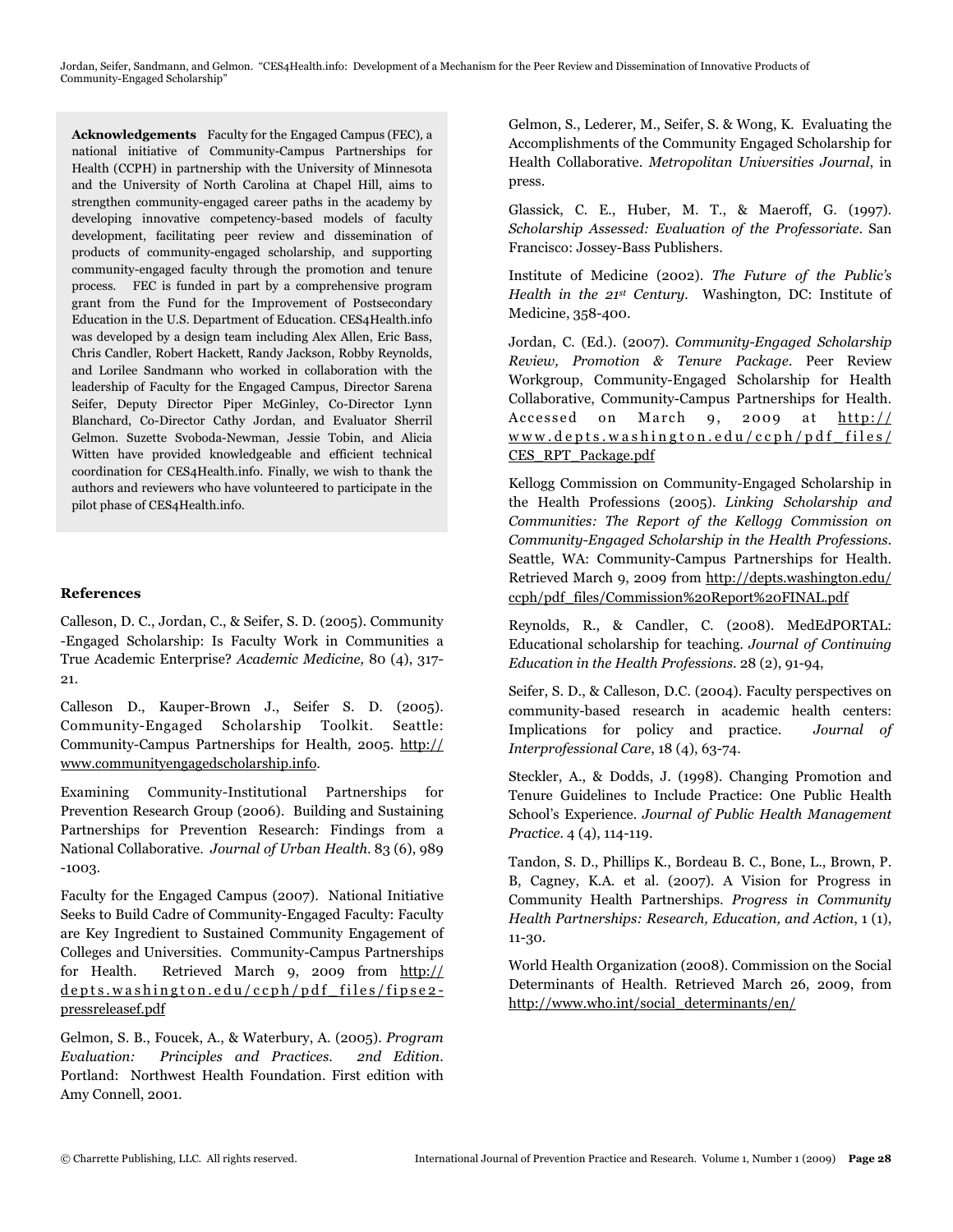**Acknowledgements** Faculty for the Engaged Campus (FEC), a national initiative of Community-Campus Partnerships for Health (CCPH) in partnership with the University of Minnesota and the University of North Carolina at Chapel Hill, aims to strengthen community-engaged career paths in the academy by developing innovative competency-based models of faculty development, facilitating peer review and dissemination of products of community-engaged scholarship, and supporting community-engaged faculty through the promotion and tenure process. FEC is funded in part by a comprehensive program grant from the Fund for the Improvement of Postsecondary Education in the U.S. Department of Education. CES4Health.info was developed by a design team including Alex Allen, Eric Bass, Chris Candler, Robert Hackett, Randy Jackson, Robby Reynolds, and Lorilee Sandmann who worked in collaboration with the leadership of Faculty for the Engaged Campus, Director Sarena Seifer, Deputy Director Piper McGinley, Co-Director Lynn Blanchard, Co-Director Cathy Jordan, and Evaluator Sherril Gelmon. Suzette Svoboda-Newman, Jessie Tobin, and Alicia Witten have provided knowledgeable and efficient technical coordination for CES4Health.info. Finally, we wish to thank the authors and reviewers who have volunteered to participate in the pilot phase of CES4Health.info.

### References

Calleson, D. C., Jordan, C., & Seifer, S. D. (2005). Community-Engaged Scholarship: Is Faculty Work in Communities a True Academic Enterprise? *Academic Medicine,* 80 (4), 317-21.

Calleson D., Kauper-Brown J., Seifer S. D. (2005). Community-Engaged Scholarship Toolkit. Seattle: Community-Campus Partnerships for Health, 2005. http://www.communityengagedscholarship.info.

Examining Community-Institutional Partnerships for Prevention Research Group (2006). Building and Sustaining Partnerships for Prevention Research: Findings from a National Collaborative. *Journal of Urban Health.* 83 (6), 989-1003.

Faculty for the Engaged Campus (2007). National Initiative Seeks to Build Cadre of Community-Engaged Faculty: Faculty are Key Ingredient to Sustained Community Engagement of Colleges and Universities. Community-Campus Partnerships for Health. Retrieved March 9, 2009 from http://depts.washington.edu/ccph/pdf_files/fipse2-pressreleasef.pdf

Gelmon, S. B., Foucek, A., & Waterbury, A. (2005). *Program Evaluation: Principles and Practices. 2nd Edition*. Portland: Northwest Health Foundation. First edition with Amy Connell, 2001.

Gelmon, S., Lederer, M., Seifer, S. & Wong, K. Evaluating the Accomplishments of the Community Engaged Scholarship for Health Collaborative. *Metropolitan Universities Journal*, in press.

Glassick, C. E., Huber, M. T., & Maeroff, G. (1997). *Scholarship Assessed: Evaluation of the Professoriate*. San Francisco: Jossey-Bass Publishers.

Institute of Medicine (2002). *The Future of the Public's Health in the 21st Century*. Washington, DC: Institute of Medicine, 358-400.

Jordan, C. (Ed.). (2007). *Community-Engaged Scholarship Review, Promotion & Tenure Package*. Peer Review Workgroup, Community-Engaged Scholarship for Health Collaborative, Community-Campus Partnerships for Health. Accessed on March 9, 2009 at http://www.depts.washington.edu/ccph/pdf_files/CES_RPT_Package.pdf

Kellogg Commission on Community-Engaged Scholarship in the Health Professions (2005). *Linking Scholarship and Communities: The Report of the Kellogg Commission on Community-Engaged Scholarship in the Health Professions*. Seattle, WA: Community-Campus Partnerships for Health. Retrieved March 9, 2009 from http://depts.washington.edu/ccph/pdf_files/Commission%20Report%20FINAL.pdf

Reynolds, R., & Candler, C. (2008). MedEdPORTAL: Educational scholarship for teaching. *Journal of Continuing Education in the Health Professions*. 28 (2), 91-94,

Seifer, S. D., & Calleson, D.C. (2004). Faculty perspectives on community-based research in academic health centers: Implications for policy and practice. *Journal of Interprofessional Care*, 18 (4), 63-74.

Steckler, A., & Dodds, J. (1998). Changing Promotion and Tenure Guidelines to Include Practice: One Public Health School's Experience. *Journal of Public Health Management Practice*. 4 (4), 114-119.

Tandon, S. D., Phillips K., Bordeau B. C., Bone, L., Brown, P. B, Cagney, K.A. et al. (2007). A Vision for Progress in Community Health Partnerships. *Progress in Community Health Partnerships: Research, Education, and Action*, 1 (1), 11-30.

World Health Organization (2008). Commission on the Social Determinants of Health. Retrieved March 26, 2009, from http://www.who.int/social_determinants/en/